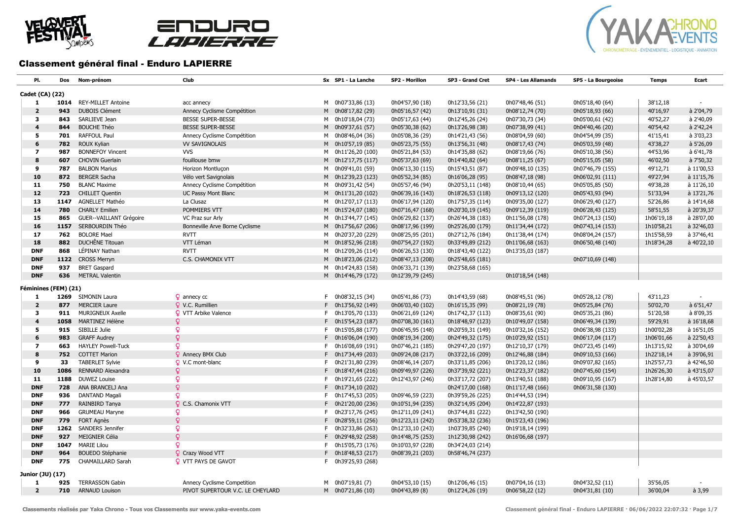# Classement général final - Enduro LAPIERRE

| Pl. | Dos | Nom-prénom | Club | Sx | SP1 - La Lanche | SP2 - Morillon | SP3 - Grand Cret | SP4 - Les Allamands | SP5 - La Bourgeoise | Temps | Ecart |
|---|---|---|---|---|---|---|---|---|---|---|---|
| **Cadet (CA) (22)** | | | | | | | | | | | |
| 1 | 1014 | REY-MILLET Antoine | acc annecy | M | 0h07'33,86 (13) | 0h04'57,90 (18) | 0h12'33,56 (21) | 0h07'48,46 (51) | 0h05'18,40 (64) | 38'12,18 | - |
| 2 | 943 | DUBOIS Clément | Annecy Cyclisme Compétition | M | 0h08'17,82 (29) | 0h05'16,57 (42) | 0h13'10,91 (31) | 0h08'12,74 (70) | 0h05'18,93 (66) | 40'16,97 | à 2'04,79 |
| 3 | 843 | SARLIEVE Jean | BESSE SUPER-BESSE | M | 0h10'18,04 (73) | 0h05'17,63 (44) | 0h12'45,26 (24) | 0h07'30,73 (34) | 0h05'00,61 (42) | 40'52,27 | à 2'40,09 |
| 4 | 844 | BOUCHE Théo | BESSE SUPER-BESSE | M | 0h09'37,61 (57) | 0h05'30,38 (62) | 0h13'26,98 (38) | 0h07'38,99 (41) | 0h04'40,46 (20) | 40'54,42 | à 2'42,24 |
| 5 | 701 | RAFFOUL Paul | Annecy Cyclisme Compétition | M | 0h08'46,04 (36) | 0h05'08,36 (29) | 0h14'21,43 (56) | 0h08'04,59 (60) | 0h04'54,99 (35) | 41'15,41 | à 3'03,23 |
| 6 | 782 | ROUX Kylian | VV SAVIGNOLAIS | M | 0h10'57,19 (85) | 0h05'23,75 (55) | 0h13'56,31 (48) | 0h08'17,43 (74) | 0h05'03,59 (48) | 43'38,27 | à 5'26,09 |
| 7 | 987 | BONNEFOY Vincent | VVS | M | 0h11'26,20 (100) | 0h05'21,84 (53) | 0h14'35,88 (62) | 0h08'19,66 (76) | 0h05'10,38 (56) | 44'53,96 | à 6'41,78 |
| 8 | 607 | CHOVIN Guerlain | fouillouse bmw | M | 0h12'17,75 (117) | 0h05'37,63 (69) | 0h14'40,82 (64) | 0h08'11,25 (67) | 0h05'15,05 (58) | 46'02,50 | à 7'50,32 |
| 9 | 787 | BALBON Marius | Horizon Montluçon | M | 0h09'41,01 (59) | 0h06'13,30 (115) | 0h15'43,51 (87) | 0h09'48,10 (135) | 0h07'46,79 (155) | 49'12,71 | à 11'00,53 |
| 10 | 872 | BERGER Sacha | Vélo vert Savignolais | M | 0h12'39,23 (123) | 0h05'52,34 (85) | 0h16'06,28 (95) | 0h08'47,18 (98) | 0h06'02,91 (111) | 49'27,94 | à 11'15,76 |
| 11 | 750 | BLANC Maxime | Annecy Cyclisme Compétition | M | 0h09'31,42 (54) | 0h05'57,46 (94) | 0h20'53,11 (148) | 0h08'10,44 (65) | 0h05'05,85 (50) | 49'38,28 | à 11'26,10 |
| 12 | 723 | CHILLET Quentin | UC Passy Mont Blanc | M | 0h11'31,20 (102) | 0h06'39,16 (143) | 0h18'26,53 (118) | 0h09'13,12 (120) | 0h05'43,93 (94) | 51'33,94 | à 13'21,76 |
| 13 | 1147 | AGNELLET Mathéo | La Clusaz | M | 0h12'07,17 (113) | 0h06'17,94 (120) | 0h17'57,35 (114) | 0h09'35,00 (127) | 0h06'29,40 (127) | 52'26,86 | à 14'14,68 |
| 14 | 780 | CHARLY Emilien | POMMIERS VTT | M | 0h15'24,07 (180) | 0h07'16,47 (168) | 0h20'30,19 (145) | 0h09'12,39 (119) | 0h06'28,43 (125) | 58'51,55 | à 20'39,37 |
| 15 | 865 | GUER--VAILLANT Grégoire | VC Praz sur Arly | M | 0h13'44,77 (145) | 0h06'29,82 (137) | 0h26'44,38 (183) | 0h11'56,08 (178) | 0h07'24,13 (150) | 1h06'19,18 | à 28'07,00 |
| 16 | 1157 | SERBOURDIN Théo | Bonneville Arve Borne Cyclisme | M | 0h17'56,67 (206) | 0h08'17,96 (199) | 0h25'26,00 (179) | 0h11'34,44 (172) | 0h07'43,14 (153) | 1h10'58,21 | à 32'46,03 |
| 17 | 762 | BOLORE Mael | RVTT | M | 0h20'37,20 (229) | 0h08'25,95 (201) | 0h27'12,76 (184) | 0h11'38,44 (174) | 0h08'04,24 (157) | 1h15'58,59 | à 37'46,41 |
| 18 | 882 | DUCHÊNE Titouan | VTT Léman | M | 0h18'52,96 (218) | 0h07'54,27 (192) | 0h33'49,89 (212) | 0h11'06,68 (163) | 0h06'50,48 (140) | 1h18'34,28 | à 40'22,10 |
| DNF | 868 | LÉPINAY Nathan | RVTT | M | 0h12'09,26 (114) | 0h06'26,53 (130) | 0h18'43,40 (122) | 0h13'35,03 (187) | | | |
| DNF | 1122 | CROSS Merryn | C.S. CHAMONIX VTT | M | 0h18'23,06 (212) | 0h08'47,13 (208) | 0h25'48,65 (181) | | 0h07'10,69 (148) | | |
| DNF | 937 | BRET Gaspard | | M | 0h14'24,83 (158) | 0h06'33,71 (139) | 0h23'58,68 (165) | | | | |
| DNF | 636 | METRAL Valentin | | M | 0h14'46,79 (172) | 0h12'39,79 (245) | | 0h10'18,54 (148) | | | |
| **Féminines (FEM) (21)** | | | | | | | | | | | |
| 1 | 1269 | SIMONIN Laura | ♀ annecy cc | F | 0h08'32,15 (34) | 0h05'41,86 (73) | 0h14'43,59 (68) | 0h08'45,51 (96) | 0h05'28,12 (78) | 43'11,23 | - |
| 2 | 877 | MERCIER Laure | ♀ V.C. Rumillien | F | 0h13'56,92 (149) | 0h06'03,40 (102) | 0h16'15,35 (99) | 0h08'21,19 (78) | 0h05'25,84 (76) | 50'02,70 | à 6'51,47 |
| 3 | 911 | MURIGNEUX Axelle | ♀ VTT Arbike Valence | F | 0h13'05,70 (133) | 0h06'21,69 (124) | 0h17'42,37 (113) | 0h08'35,61 (90) | 0h05'35,21 (86) | 51'20,58 | à 8'09,35 |
| 4 | 1058 | MARTINEZ Hélène | ♀ | F | 0h15'54,23 (187) | 0h07'08,30 (161) | 0h18'48,97 (123) | 0h10'49,07 (158) | 0h06'49,34 (139) | 59'29,91 | à 16'18,68 |
| 5 | 915 | SIBILLE Julie | ♀ | F | 0h15'05,88 (177) | 0h06'45,95 (148) | 0h20'59,31 (149) | 0h10'32,16 (152) | 0h06'38,98 (133) | 1h00'02,28 | à 16'51,05 |
| 6 | 983 | GRAFF Audrey | ♀ | F | 0h16'06,04 (190) | 0h08'19,34 (200) | 0h24'49,32 (175) | 0h10'29,92 (151) | 0h06'17,04 (117) | 1h06'01,66 | à 22'50,43 |
| 7 | 663 | HAYLEY Powell-Tuck | ♀ | F | 0h16'08,69 (191) | 0h07'46,21 (185) | 0h29'47,20 (197) | 0h12'10,37 (179) | 0h07'23,45 (149) | 1h13'15,92 | à 30'04,69 |
| 8 | 752 | COTTET Marion | ♀ Annecy BMX Club | F | 0h17'34,49 (203) | 0h09'24,08 (217) | 0h33'22,16 (209) | 0h12'46,88 (184) | 0h09'10,53 (166) | 1h22'18,14 | à 39'06,91 |
| 9 | 33 | TABERLET Sylvie | ♀ V.C mont-blanc | F | 0h21'31,80 (239) | 0h08'46,14 (207) | 0h33'11,85 (206) | 0h13'20,12 (186) | 0h09'07,82 (165) | 1h25'57,73 | à 42'46,50 |
| 10 | 1086 | RENNARD Alexandra | ♀ | F | 0h18'47,44 (216) | 0h09'49,97 (226) | 0h37'39,92 (221) | 0h12'23,37 (182) | 0h07'45,60 (154) | 1h26'26,30 | à 43'15,07 |
| 11 | 1188 | DUWEZ Louise | ♀ | F | 0h19'21,65 (222) | 0h12'43,97 (246) | 0h33'17,72 (207) | 0h13'40,51 (188) | 0h09'10,95 (167) | 1h28'14,80 | à 45'03,57 |
| DNF | 728 | ANA BRANCELJ Ana | ♀ | F | 0h17'34,10 (202) | | 0h24'17,00 (168) | 0h11'17,48 (166) | 0h06'31,58 (130) | | |
| DNF | 936 | DANTAND Magali | ♀ | F | 0h17'45,53 (205) | 0h09'46,59 (223) | 0h39'59,26 (225) | 0h14'44,53 (194) | | | |
| DNF | 777 | RAINBIRD Tanya | ♀ C.S. Chamonix VTT | F | 0h21'20,00 (236) | 0h10'51,94 (235) | 0h32'14,95 (204) | 0h14'22,87 (193) | | | |
| DNF | 966 | GRUMEAU Maryne | ♀ | F | 0h23'17,76 (245) | 0h12'11,09 (241) | 0h37'44,81 (222) | 0h13'42,50 (190) | | | |
| DNF | 779 | FORT Agnès | ♀ | F | 0h28'59,11 (256) | 0h12'23,11 (242) | 0h53'38,32 (236) | 0h15'23,43 (196) | | | |
| DNF | 1262 | SANDERS Jennifer | ♀ | F | 0h32'33,86 (263) | 0h12'33,10 (243) | 1h03'39,85 (240) | 0h19'18,14 (199) | | | |
| DNF | 927 | MEIGNIER Célia | ♀ | F | 0h29'48,92 (258) | 0h14'48,75 (253) | 1h12'30,98 (242) | 0h16'06,68 (197) | | | |
| DNF | 1047 | MARIE Lilou | ♀ | F | 0h15'05,73 (176) | 0h10'03,97 (228) | 0h34'24,03 (214) | | | | |
| DNF | 964 | BOUEDO Stéphanie | ♀ Crazy Wood VTT | F | 0h18'48,53 (217) | 0h08'39,21 (203) | 0h58'46,74 (237) | | | | |
| DNF | 775 | CHAMAILLARD Sarah | ♀ VTT PAYS DE GAVOT | F | 0h39'25,93 (268) | | | | | | |
| **Junior (JU) (17)** | | | | | | | | | | | |
| 1 | 925 | TERRASSON Gabin | Annecy Cyclisme Competition | M | 0h07'19,81 (7) | 0h04'53,10 (15) | 0h12'06,46 (15) | 0h07'04,16 (13) | 0h04'32,52 (11) | 35'56,05 | - |
| 2 | 710 | ARNAUD Louison | PIVOT SUPERTOUR V.C. LE CHEYLARD | M | 0h07'21,86 (10) | 0h04'43,89 (8) | 0h12'24,26 (19) | 0h06'58,22 (12) | 0h04'31,81 (10) | 36'00,04 | à 3,99 |

Classements réalisés par Yaka Chrono - Tous vos Classements sur www.yaka-events.com

Classement général final - Enduro LAPIERRE · 06/06/2022 22:07:32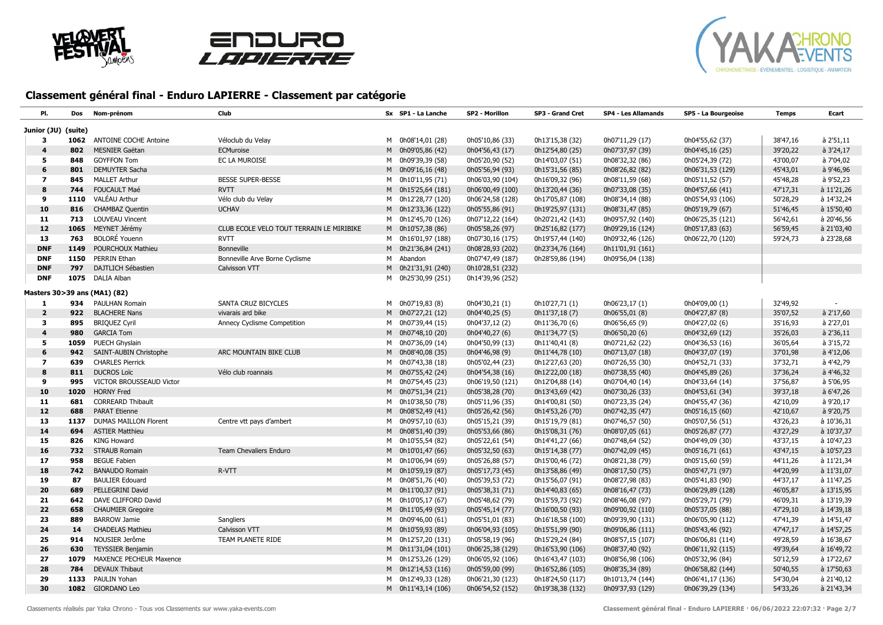# Classement général final - Enduro LAPIERRE - Classement par catégorie

| Pl. | Dos | Nom-prénom | Club | Sx | SP1 - La Lanche | SP2 - Morillon | SP3 - Grand Cret | SP4 - Les Allamands | SP5 - La Bourgeoise | Temps | Ecart |
|---|---|---|---|---|---|---|---|---|---|---|---|
| **Junior (JU) (suite)** | | | | | | | | | | | |
| 3 | 1062 | ANTOINE COCHE Antoine | Véloclub du Velay | M | 0h08'14,01 (28) | 0h05'10,86 (33) | 0h13'15,38 (32) | 0h07'11,29 (17) | 0h04'55,62 (37) | 38'47,16 | à 2'51,11 |
| 4 | 802 | MESNIER Gaëtan | ECMuroise | M | 0h09'05,86 (42) | 0h04'56,43 (17) | 0h12'54,80 (25) | 0h07'37,97 (39) | 0h04'45,16 (25) | 39'20,22 | à 3'24,17 |
| 5 | 848 | GOYFFON Tom | EC LA MUROISE | M | 0h09'39,39 (58) | 0h05'20,90 (52) | 0h14'03,07 (51) | 0h08'32,32 (86) | 0h05'24,39 (72) | 43'00,07 | à 7'04,02 |
| 6 | 801 | DEMUYTER Sacha | | M | 0h09'16,16 (48) | 0h05'56,94 (93) | 0h15'31,56 (85) | 0h08'26,82 (82) | 0h06'31,53 (129) | 45'43,01 | à 9'46,96 |
| 7 | 845 | MALLET Arthur | BESSE SUPER-BESSE | M | 0h10'11,95 (71) | 0h06'03,90 (104) | 0h16'09,32 (96) | 0h08'11,59 (68) | 0h05'11,52 (57) | 45'48,28 | à 9'52,23 |
| 8 | 744 | FOUCAULT Maé | RVTT | M | 0h15'25,64 (181) | 0h06'00,49 (100) | 0h13'20,44 (36) | 0h07'33,08 (35) | 0h04'57,66 (41) | 47'17,31 | à 11'21,26 |
| 9 | 1110 | VALÉAU Arthur | Vélo club du Velay | M | 0h12'28,77 (120) | 0h06'24,58 (128) | 0h17'05,87 (108) | 0h08'34,14 (88) | 0h05'54,93 (106) | 50'28,29 | à 14'32,24 |
| 10 | 816 | CHAMBAZ Quentin | UCHAV | M | 0h12'33,36 (122) | 0h05'55,86 (91) | 0h19'25,97 (131) | 0h08'31,47 (85) | 0h05'19,79 (67) | 51'46,45 | à 15'50,40 |
| 11 | 713 | LOUVEAU Vincent | | M | 0h12'45,70 (126) | 0h07'12,22 (164) | 0h20'21,42 (143) | 0h09'57,92 (140) | 0h06'25,35 (121) | 56'42,61 | à 20'46,56 |
| 12 | 1065 | MEYNET Jérémy | CLUB ECOLE VELO TOUT TERRAIN LE MIRIBIKE | M | 0h10'57,38 (86) | 0h05'58,26 (97) | 0h25'16,82 (177) | 0h09'29,16 (124) | 0h05'17,83 (63) | 56'59,45 | à 21'03,40 |
| 13 | 763 | BOLORÉ Youenn | RVTT | M | 0h16'01,97 (188) | 0h07'30,16 (175) | 0h19'57,44 (140) | 0h09'32,46 (126) | 0h06'22,70 (120) | 59'24,73 | à 23'28,68 |
| DNF | 1149 | POURCHOUX Mathieu | Bonneville | M | 0h21'36,84 (241) | 0h08'28,93 (202) | 0h23'34,76 (164) | 0h11'01,91 (161) | | | |
| DNF | 1150 | PERRIN Ethan | Bonneville Arve Borne Cyclisme | M | Abandon | 0h07'47,49 (187) | 0h28'59,86 (194) | 0h09'56,04 (138) | | | |
| DNF | 797 | DAJTLICH Sébastien | Calvisson VTT | M | 0h21'31,91 (240) | 0h10'28,51 (232) | | | | | |
| DNF | 1075 | DALIA Alban | | M | 0h25'30,99 (251) | 0h14'39,96 (252) | | | | | |
| **Masters 30>39 ans (MA1) (82)** | | | | | | | | | | | |
| 1 | 934 | PAULHAN Romain | SANTA CRUZ BICYCLES | M | 0h07'19,83 (8) | 0h04'30,21 (1) | 0h10'27,71 (1) | 0h06'23,17 (1) | 0h04'09,00 (1) | 32'49,92 | - |
| 2 | 922 | BLACHERE Nans | vivarais ard bike | M | 0h07'27,21 (12) | 0h04'40,25 (5) | 0h11'37,18 (7) | 0h06'55,01 (8) | 0h04'27,88 (8) | 35'07,52 | à 2'17,60 |
| 3 | 895 | BRIQUEZ Cyril | Annecy Cyclisme Competition | M | 0h07'39,44 (15) | 0h04'37,12 (2) | 0h11'36,70 (6) | 0h06'56,65 (9) | 0h04'27,02 (6) | 35'16,93 | à 2'27,01 |
| 4 | 980 | GARCIA Tom | | M | 0h07'48,10 (20) | 0h04'40,27 (6) | 0h11'34,77 (5) | 0h06'50,20 (6) | 0h04'32,69 (12) | 35'26,03 | à 2'36,11 |
| 5 | 1059 | PUECH Ghyslain | | M | 0h07'36,09 (14) | 0h04'50,99 (13) | 0h11'40,41 (8) | 0h07'21,62 (22) | 0h04'36,53 (16) | 36'05,64 | à 3'15,72 |
| 6 | 942 | SAINT-AUBIN Christophe | ARC MOUNTAIN BIKE CLUB | M | 0h08'40,08 (35) | 0h04'46,98 (9) | 0h11'44,78 (10) | 0h07'13,07 (18) | 0h04'37,07 (19) | 37'01,98 | à 4'12,06 |
| 7 | 639 | CHARLES Pierrick | | M | 0h07'43,38 (18) | 0h05'02,44 (23) | 0h12'27,63 (20) | 0h07'26,55 (30) | 0h04'52,71 (33) | 37'32,71 | à 4'42,79 |
| 8 | 811 | DUCROS Loïc | Vélo club roannais | M | 0h07'55,42 (24) | 0h04'54,38 (16) | 0h12'22,00 (18) | 0h07'38,55 (40) | 0h04'45,89 (26) | 37'36,24 | à 4'46,32 |
| 9 | 995 | VICTOR BROUSSEAUD Victor | | M | 0h07'54,45 (23) | 0h06'19,50 (121) | 0h12'04,88 (14) | 0h07'04,40 (14) | 0h04'33,64 (14) | 37'56,87 | à 5'06,95 |
| 10 | 1020 | HORNY Fred | | M | 0h07'51,34 (21) | 0h05'38,28 (70) | 0h13'43,69 (42) | 0h07'30,26 (33) | 0h04'53,61 (34) | 39'37,18 | à 6'47,26 |
| 11 | 681 | CORREARD Thibault | | M | 0h10'38,50 (78) | 0h05'11,96 (35) | 0h14'00,81 (50) | 0h07'23,35 (24) | 0h04'55,47 (36) | 42'10,09 | à 9'20,17 |
| 12 | 688 | PARAT Etienne | | M | 0h08'52,49 (41) | 0h05'26,42 (56) | 0h14'53,26 (70) | 0h07'42,35 (47) | 0h05'16,15 (60) | 42'10,67 | à 9'20,75 |
| 13 | 1137 | DUMAS MAILLON Florent | Centre vtt pays d'ambert | M | 0h09'57,10 (63) | 0h05'15,21 (39) | 0h15'19,79 (81) | 0h07'46,57 (50) | 0h05'07,56 (51) | 43'26,23 | à 10'36,31 |
| 14 | 694 | ASTIER Matthieu | | M | 0h08'51,40 (39) | 0h05'53,66 (86) | 0h15'08,31 (76) | 0h08'07,05 (61) | 0h05'26,87 (77) | 43'27,29 | à 10'37,37 |
| 15 | 826 | KING Howard | | M | 0h10'55,54 (82) | 0h05'22,61 (54) | 0h14'41,27 (66) | 0h07'48,64 (52) | 0h04'49,09 (30) | 43'37,15 | à 10'47,23 |
| 16 | 732 | STRAUB Romain | Team Chevaliers Enduro | M | 0h10'01,47 (66) | 0h05'32,50 (63) | 0h15'14,38 (77) | 0h07'42,09 (45) | 0h05'16,71 (61) | 43'47,15 | à 10'57,23 |
| 17 | 958 | BEGUE Fabien | | M | 0h10'06,94 (69) | 0h05'26,88 (57) | 0h15'00,46 (72) | 0h08'21,38 (79) | 0h05'15,60 (59) | 44'11,26 | à 11'21,34 |
| 18 | 742 | BANAUDO Romain | R-VTT | M | 0h10'59,19 (87) | 0h05'17,73 (45) | 0h13'58,86 (49) | 0h08'17,50 (75) | 0h05'47,71 (97) | 44'20,99 | à 11'31,07 |
| 19 | 87 | BAULIER Edouard | | M | 0h08'51,76 (40) | 0h05'39,53 (72) | 0h15'56,07 (91) | 0h08'27,98 (83) | 0h05'41,83 (90) | 44'37,17 | à 11'47,25 |
| 20 | 689 | PELLEGRINI David | | M | 0h11'00,37 (91) | 0h05'38,31 (71) | 0h14'40,83 (65) | 0h08'16,47 (73) | 0h06'29,89 (128) | 46'05,87 | à 13'15,95 |
| 21 | 642 | DAVE CLIFFORD David | | M | 0h10'05,17 (67) | 0h05'48,62 (79) | 0h15'59,73 (92) | 0h08'46,08 (97) | 0h05'29,71 (79) | 46'09,31 | à 13'19,39 |
| 22 | 658 | CHAUMIER Gregoire | | M | 0h11'05,49 (93) | 0h05'45,14 (77) | 0h16'00,50 (93) | 0h09'00,92 (110) | 0h05'37,05 (88) | 47'29,10 | à 14'39,18 |
| 23 | 889 | BARROW Jamie | Sangliers | M | 0h09'46,00 (61) | 0h05'51,01 (83) | 0h16'18,58 (100) | 0h09'39,90 (131) | 0h06'05,90 (112) | 47'41,39 | à 14'51,47 |
| 24 | 14 | CHADELAS Mathieu | Calvisson VTT | M | 0h10'59,93 (89) | 0h06'04,93 (105) | 0h15'51,99 (90) | 0h09'06,86 (111) | 0h05'43,46 (92) | 47'47,17 | à 14'57,25 |
| 25 | 914 | NOUSIER Jerôme | TEAM PLANETE RIDE | M | 0h12'57,20 (131) | 0h05'58,19 (96) | 0h15'29,24 (84) | 0h08'57,15 (107) | 0h06'06,81 (114) | 49'28,59 | à 16'38,67 |
| 26 | 630 | TEYSSIER Benjamin | | M | 0h11'31,04 (101) | 0h06'25,38 (129) | 0h16'53,90 (106) | 0h08'37,40 (92) | 0h06'11,92 (115) | 49'39,64 | à 16'49,72 |
| 27 | 1079 | MAXENCE PECHEUR Maxence | | M | 0h12'53,26 (129) | 0h06'05,92 (106) | 0h16'43,47 (103) | 0h08'56,98 (106) | 0h05'32,96 (84) | 50'12,59 | à 17'22,67 |
| 28 | 784 | DEVAUX Thibaut | | M | 0h12'14,53 (116) | 0h05'59,00 (99) | 0h16'52,86 (105) | 0h08'35,34 (89) | 0h06'58,82 (144) | 50'40,55 | à 17'50,63 |
| 29 | 1133 | PAULIN Yohan | | M | 0h12'49,33 (128) | 0h06'21,30 (123) | 0h18'24,50 (117) | 0h10'13,74 (144) | 0h06'41,17 (136) | 54'30,04 | à 21'40,12 |
| 30 | 1082 | GIORDANO Leo | | M | 0h11'43,14 (106) | 0h06'54,52 (152) | 0h19'38,38 (132) | 0h09'37,93 (129) | 0h06'39,29 (134) | 54'33,26 | à 21'43,34 |

Classements réalisés par Yaka Chrono - Tous vos Classements sur www.yaka-events.com

Classement général final - Enduro LAPIERRE · 06/06/2022 22:07:32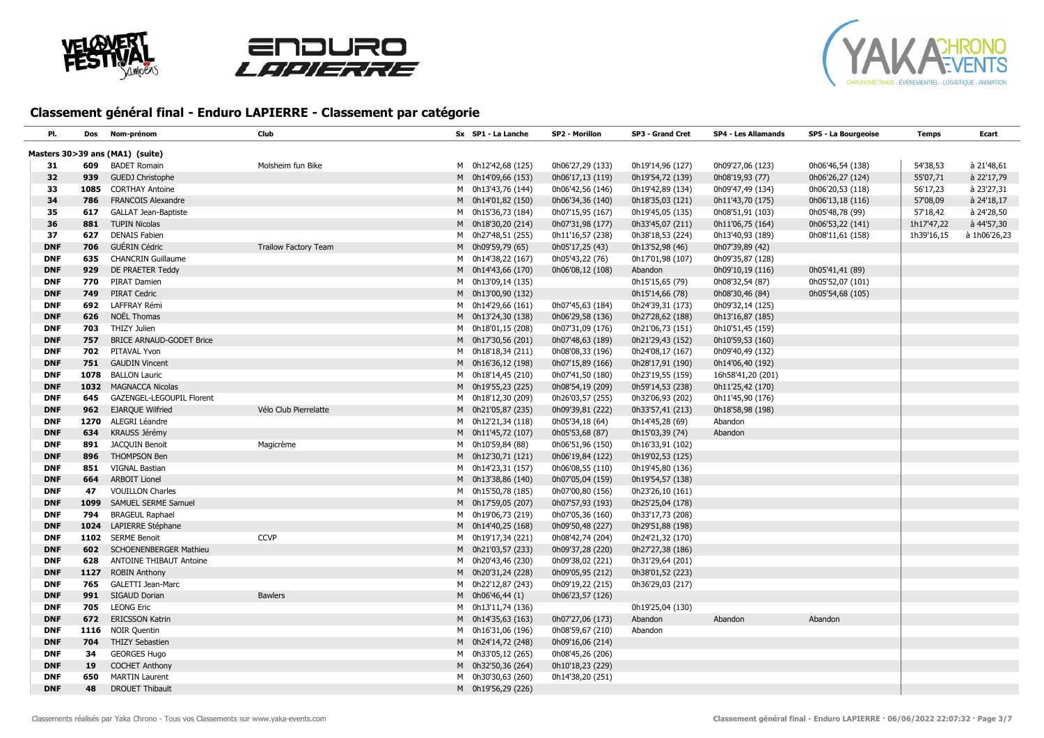## Classement général final - Enduro LAPIERRE - Classement par catégorie

| Pl. | Dos | Nom-prénom | Club | Sx | SP1 - La Lanche | SP2 - Morillon | SP3 - Grand Cret | SP4 - Les Allamands | SP5 - La Bourgeoise | Temps | Ecart |
|---|---|---|---|---|---|---|---|---|---|---|---|
| **Masters 30>39 ans (MA1) (suite)** | | | | | | | | | | | |
| 31 | 609 | BADET Romain | Molsheim fun Bike | M | 0h12'42,68 (125) | 0h06'27,29 (133) | 0h19'14,96 (127) | 0h09'27,06 (123) | 0h06'46,54 (138) | 54'38,53 | à 21'48,61 |
| 32 | 939 | GUEDJ Christophe | | M | 0h14'09,66 (153) | 0h06'17,13 (119) | 0h19'54,72 (139) | 0h08'19,93 (77) | 0h06'26,27 (124) | 55'07,71 | à 22'17,79 |
| 33 | 1085 | CORTHAY Antoine | | M | 0h13'43,76 (144) | 0h06'42,56 (146) | 0h19'42,89 (134) | 0h09'47,49 (134) | 0h06'20,53 (118) | 56'17,23 | à 23'27,31 |
| 34 | 786 | FRANCOIS Alexandre | | M | 0h14'01,82 (150) | 0h06'34,36 (140) | 0h18'35,03 (121) | 0h11'43,70 (175) | 0h06'13,18 (116) | 57'08,09 | à 24'18,17 |
| 35 | 617 | GALLAT Jean-Baptiste | | M | 0h15'36,73 (184) | 0h07'15,95 (167) | 0h19'45,05 (135) | 0h08'51,91 (103) | 0h05'48,78 (99) | 57'18,42 | à 24'28,50 |
| 36 | 881 | TUPIN Nicolas | | M | 0h18'30,20 (214) | 0h07'31,98 (177) | 0h33'45,07 (211) | 0h11'06,75 (164) | 0h06'53,22 (141) | 1h17'47,22 | à 44'57,30 |
| 37 | 627 | DENAIS Fabien | | M | 0h27'48,51 (255) | 0h11'16,57 (238) | 0h38'18,53 (224) | 0h13'40,93 (189) | 0h08'11,61 (158) | 1h39'16,15 | à 1h06'26,23 |
| DNF | 706 | GUÉRIN Cédric | Trailow Factory Team | M | 0h09'59,79 (65) | 0h05'17,25 (43) | 0h13'52,98 (46) | 0h07'39,89 (42) | | | |
| DNF | 635 | CHANCRIN Guillaume | | M | 0h14'38,22 (167) | 0h05'43,22 (76) | 0h17'01,98 (107) | 0h09'35,87 (128) | | | |
| DNF | 929 | DE PRAETER Teddy | | M | 0h14'43,66 (170) | 0h06'08,12 (108) | Abandon | 0h09'10,19 (116) | 0h05'41,41 (89) | | |
| DNF | 770 | PIRAT Damien | | M | 0h13'09,14 (135) | | 0h15'15,65 (79) | 0h08'32,54 (87) | 0h05'52,07 (101) | | |
| DNF | 749 | PIRAT Cedric | | M | 0h13'00,90 (132) | | 0h15'14,66 (78) | 0h08'30,46 (84) | 0h05'54,68 (105) | | |
| DNF | 692 | LAFFRAY Rémi | | M | 0h14'29,66 (161) | 0h07'45,63 (184) | 0h24'39,31 (173) | 0h09'32,14 (125) | | | |
| DNF | 626 | NOËL Thomas | | M | 0h13'24,30 (138) | 0h06'29,58 (136) | 0h27'28,62 (188) | 0h13'16,87 (185) | | | |
| DNF | 703 | THIZY Julien | | M | 0h18'01,15 (208) | 0h07'31,09 (176) | 0h21'06,73 (151) | 0h10'51,45 (159) | | | |
| DNF | 757 | BRICE ARNAUD-GODET Brice | | M | 0h17'30,56 (201) | 0h07'48,63 (189) | 0h21'29,43 (152) | 0h10'59,53 (160) | | | |
| DNF | 702 | PITAVAL Yvon | | M | 0h18'18,34 (211) | 0h08'08,33 (196) | 0h24'08,17 (167) | 0h09'40,49 (132) | | | |
| DNF | 751 | GAUDIN Vincent | | M | 0h16'36,12 (198) | 0h07'15,89 (166) | 0h28'17,91 (190) | 0h14'06,40 (192) | | | |
| DNF | 1078 | BALLON Lauric | | M | 0h18'14,45 (210) | 0h07'41,50 (180) | 0h23'19,55 (159) | 16h58'41,20 (201) | | | |
| DNF | 1032 | MAGNACCA Nicolas | | M | 0h19'55,23 (225) | 0h08'54,19 (209) | 0h59'14,53 (238) | 0h11'25,42 (170) | | | |
| DNF | 645 | GAZENGEL-LEGOUPIL Florent | | M | 0h18'12,30 (209) | 0h26'03,57 (255) | 0h32'06,93 (202) | 0h11'45,90 (176) | | | |
| DNF | 962 | EJARQUE Wilfried | Vélo Club Pierrelatte | M | 0h21'05,87 (235) | 0h09'39,81 (222) | 0h33'57,41 (213) | 0h18'58,98 (198) | | | |
| DNF | 1270 | ALEGRI Léandre | | M | 0h12'21,34 (118) | 0h05'34,18 (64) | 0h14'45,28 (69) | Abandon | | | |
| DNF | 634 | KRAUSS Jérémy | | M | 0h11'45,72 (107) | 0h05'53,68 (87) | 0h15'03,39 (74) | Abandon | | | |
| DNF | 891 | JACQUIN Benoit | Magicrème | M | 0h10'59,84 (88) | 0h06'51,96 (150) | 0h16'33,91 (102) | | | | |
| DNF | 896 | THOMPSON Ben | | M | 0h12'30,71 (121) | 0h06'19,84 (122) | 0h19'02,53 (125) | | | | |
| DNF | 851 | VIGNAL Bastian | | M | 0h14'23,31 (157) | 0h06'08,55 (110) | 0h19'45,80 (136) | | | | |
| DNF | 664 | ARBOIT Lionel | | M | 0h13'38,86 (140) | 0h07'05,04 (159) | 0h19'54,57 (138) | | | | |
| DNF | 47 | VOUILLON Charles | | M | 0h15'50,78 (185) | 0h07'00,80 (156) | 0h23'26,10 (161) | | | | |
| DNF | 1099 | SAMUEL SERME Samuel | | M | 0h17'59,05 (207) | 0h07'57,93 (193) | 0h25'25,04 (178) | | | | |
| DNF | 794 | BRAGEUL Raphael | | M | 0h19'06,73 (219) | 0h07'05,36 (160) | 0h33'17,73 (208) | | | | |
| DNF | 1024 | LAPIERRE Stéphane | | M | 0h14'40,25 (168) | 0h09'50,48 (227) | 0h29'51,88 (198) | | | | |
| DNF | 1102 | SERME Benoit | CCVP | M | 0h19'17,34 (221) | 0h08'42,74 (204) | 0h24'21,32 (170) | | | | |
| DNF | 602 | SCHOENENBERGER Mathieu | | M | 0h21'03,57 (233) | 0h09'37,28 (220) | 0h27'27,38 (186) | | | | |
| DNF | 628 | ANTOINE THIBAUT Antoine | | M | 0h20'43,46 (230) | 0h09'38,02 (221) | 0h31'29,64 (201) | | | | |
| DNF | 1127 | ROBIN Anthony | | M | 0h20'31,24 (228) | 0h09'05,95 (212) | 0h38'01,52 (223) | | | | |
| DNF | 765 | GALETTI Jean-Marc | | M | 0h22'12,87 (243) | 0h09'19,22 (215) | 0h36'29,03 (217) | | | | |
| DNF | 991 | SIGAUD Dorian | Bawlers | M | 0h06'46,44 (1) | 0h06'23,57 (126) | | | | | |
| DNF | 705 | LEONG Eric | | M | 0h13'11,74 (136) | | 0h19'25,04 (130) | | | | |
| DNF | 672 | ERICSSON Katrin | | M | 0h14'35,63 (163) | 0h07'27,06 (173) | Abandon | Abandon | Abandon | | |
| DNF | 1116 | NOIR Quentin | | M | 0h16'31,06 (196) | 0h08'59,67 (210) | Abandon | | | | |
| DNF | 704 | THIZY Sebastien | | M | 0h24'14,72 (248) | 0h09'16,06 (214) | | | | | |
| DNF | 34 | GEORGES Hugo | | M | 0h33'05,12 (265) | 0h08'45,26 (206) | | | | | |
| DNF | 19 | COCHET Anthony | | M | 0h32'50,36 (264) | 0h10'18,23 (229) | | | | | |
| DNF | 650 | MARTIN Laurent | | M | 0h30'30,63 (260) | 0h14'38,20 (251) | | | | | |
| DNF | 48 | DROUET Thibault | | M | 0h19'56,29 (226) | | | | | | |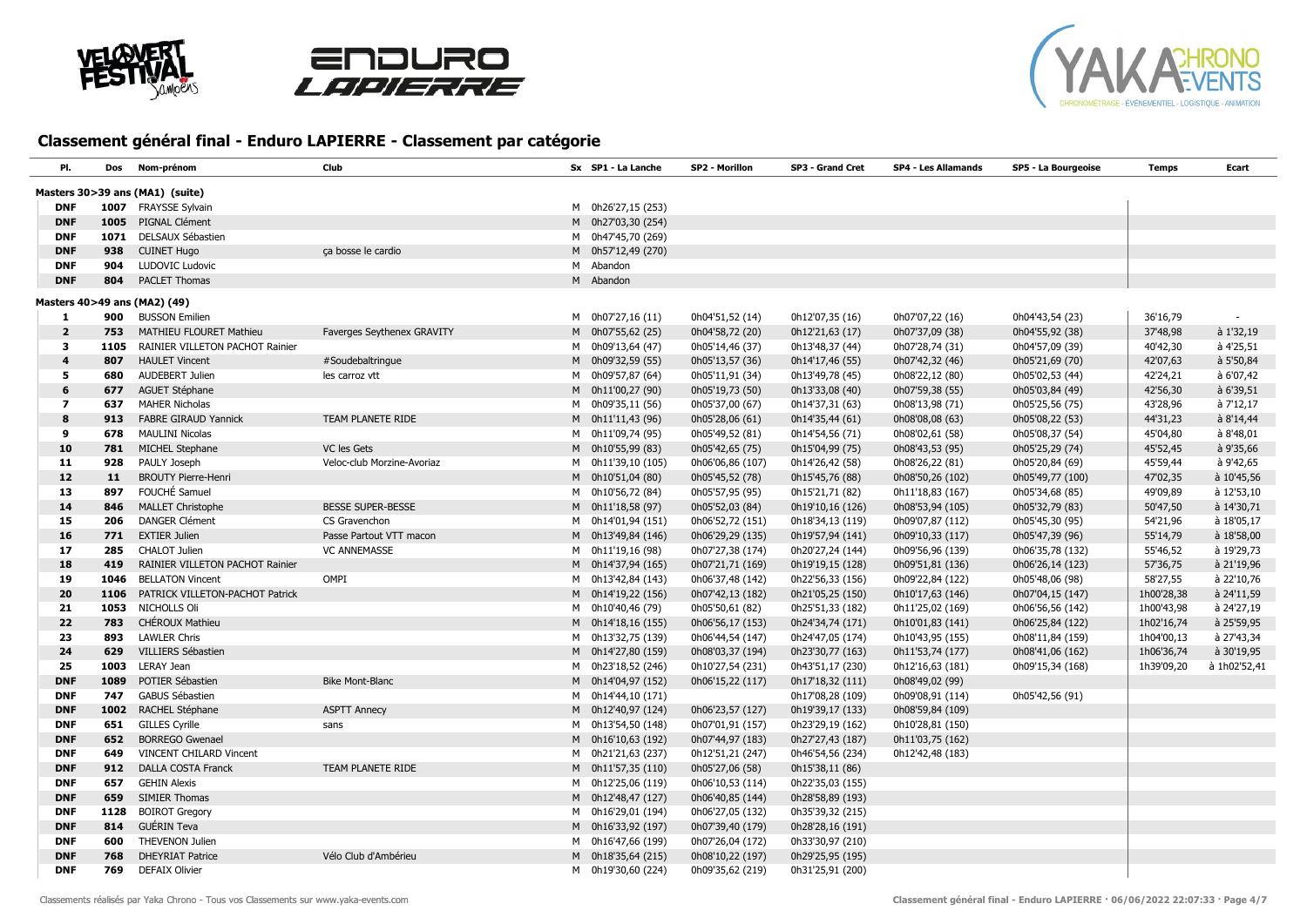# Classement général final - Enduro LAPIERRE - Classement par catégorie

| Pl. | Dos | Nom-prénom | Club | Sx | SP1 - La Lanche | SP2 - Morillon | SP3 - Grand Cret | SP4 - Les Allamands | SP5 - La Bourgeoise | Temps | Ecart |
|---|---|---|---|---|---|---|---|---|---|---|---|
| **Masters 30>39 ans (MA1) (suite)** | | | | | | | | | | | |
| **DNF** | **1007** | FRAYSSE Sylvain | | M | 0h26'27,15 (253) | | | | | | |
| **DNF** | **1005** | PIGNAL Clément | | M | 0h27'03,30 (254) | | | | | | |
| **DNF** | **1071** | DELSAUX Sébastien | | M | 0h47'45,70 (269) | | | | | | |
| **DNF** | **938** | CUINET Hugo | ça bosse le cardio | M | 0h57'12,49 (270) | | | | | | |
| **DNF** | **904** | LUDOVIC Ludovic | | M | Abandon | | | | | | |
| **DNF** | **804** | PACLET Thomas | | M | Abandon | | | | | | |
| **Masters 40>49 ans (MA2) (49)** | | | | | | | | | | | |
| **1** | **900** | BUSSON Emilien | | M | 0h07'27,16 (11) | 0h04'51,52 (14) | 0h12'07,35 (16) | 0h07'07,22 (16) | 0h04'43,54 (23) | 36'16,79 | - |
| **2** | **753** | MATHIEU FLOURET Mathieu | Faverges Seythenex GRAVITY | M | 0h07'55,62 (25) | 0h04'58,72 (20) | 0h12'21,63 (17) | 0h07'37,09 (38) | 0h04'55,92 (38) | 37'48,98 | à 1'32,19 |
| **3** | **1105** | RAINIER VILLETON PACHOT Rainier | | M | 0h09'13,64 (47) | 0h05'14,46 (37) | 0h13'48,37 (44) | 0h07'28,74 (31) | 0h04'57,09 (39) | 40'42,30 | à 4'25,51 |
| **4** | **807** | HAULET Vincent | #Soudebaltringue | M | 0h09'32,59 (55) | 0h05'13,57 (36) | 0h14'17,46 (55) | 0h07'42,32 (46) | 0h05'21,69 (70) | 42'07,63 | à 5'50,84 |
| **5** | **680** | AUDEBERT Julien | les carroz vtt | M | 0h09'57,87 (64) | 0h05'11,91 (34) | 0h13'49,78 (45) | 0h08'22,12 (80) | 0h05'02,53 (44) | 42'24,21 | à 6'07,42 |
| **6** | **677** | AGUET Stéphane | | M | 0h11'00,27 (90) | 0h05'19,73 (50) | 0h13'33,08 (40) | 0h07'59,38 (55) | 0h05'03,84 (49) | 42'56,30 | à 6'39,51 |
| **7** | **637** | MAHER Nicholas | | M | 0h09'35,11 (56) | 0h05'37,00 (67) | 0h14'37,31 (63) | 0h08'13,98 (71) | 0h05'25,56 (75) | 43'28,96 | à 7'12,17 |
| **8** | **913** | FABRE GIRAUD Yannick | TEAM PLANETE RIDE | M | 0h11'11,43 (96) | 0h05'28,06 (61) | 0h14'35,44 (61) | 0h08'08,08 (63) | 0h05'08,22 (53) | 44'31,23 | à 8'14,44 |
| **9** | **678** | MAULINI Nicolas | | M | 0h11'09,74 (95) | 0h05'49,52 (81) | 0h14'54,56 (71) | 0h08'02,61 (58) | 0h05'08,37 (54) | 45'04,80 | à 8'48,01 |
| **10** | **781** | MICHEL Stephane | VC les Gets | M | 0h10'55,99 (83) | 0h05'42,65 (75) | 0h15'04,99 (75) | 0h08'43,53 (95) | 0h05'25,29 (74) | 45'52,45 | à 9'35,66 |
| **11** | **928** | PAULY Joseph | Veloc-club Morzine-Avoriaz | M | 0h11'39,10 (105) | 0h06'06,86 (107) | 0h14'26,42 (58) | 0h08'26,22 (81) | 0h05'20,84 (69) | 45'59,44 | à 9'42,65 |
| **12** | **11** | BROUTY Pierre-Henri | | M | 0h10'51,04 (80) | 0h05'45,52 (78) | 0h15'45,76 (88) | 0h08'50,26 (102) | 0h05'49,77 (100) | 47'02,35 | à 10'45,56 |
| **13** | **897** | FOUCHÉ Samuel | | M | 0h10'56,72 (84) | 0h05'57,95 (95) | 0h15'21,71 (82) | 0h11'18,83 (167) | 0h05'34,68 (85) | 49'09,89 | à 12'53,10 |
| **14** | **846** | MALLET Christophe | BESSE SUPER-BESSE | M | 0h11'18,58 (97) | 0h05'52,03 (84) | 0h19'10,16 (126) | 0h08'53,94 (105) | 0h05'32,79 (83) | 50'47,50 | à 14'30,71 |
| **15** | **206** | DANGER Clément | CS Gravenchon | M | 0h14'01,94 (151) | 0h06'52,72 (151) | 0h18'34,13 (119) | 0h09'07,87 (112) | 0h05'45,30 (95) | 54'21,96 | à 18'05,17 |
| **16** | **771** | EXTIER Julien | Passe Partout VTT macon | M | 0h13'49,84 (146) | 0h06'29,29 (135) | 0h19'57,94 (141) | 0h09'10,33 (117) | 0h05'47,39 (96) | 55'14,79 | à 18'58,00 |
| **17** | **285** | CHALOT Julien | VC ANNEMASSE | M | 0h11'19,16 (98) | 0h07'27,38 (174) | 0h20'27,24 (144) | 0h09'56,96 (139) | 0h06'35,78 (132) | 55'46,52 | à 19'29,73 |
| **18** | **419** | RAINIER VILLETON PACHOT Rainier | | M | 0h14'37,94 (165) | 0h07'21,71 (169) | 0h19'19,15 (128) | 0h09'51,81 (136) | 0h06'26,14 (123) | 57'36,75 | à 21'19,96 |
| **19** | **1046** | BELLATON Vincent | OMPI | M | 0h13'42,84 (143) | 0h06'37,48 (142) | 0h22'56,33 (156) | 0h09'22,84 (122) | 0h05'48,06 (98) | 58'27,55 | à 22'10,76 |
| **20** | **1106** | PATRICK VILLETON-PACHOT Patrick | | M | 0h14'19,22 (156) | 0h07'42,13 (182) | 0h21'05,25 (150) | 0h10'17,63 (146) | 0h07'04,15 (147) | 1h00'28,38 | à 24'11,59 |
| **21** | **1053** | NICHOLLS Oli | | M | 0h10'40,46 (79) | 0h05'50,61 (82) | 0h25'51,33 (182) | 0h11'25,02 (169) | 0h06'56,56 (142) | 1h00'43,98 | à 24'27,19 |
| **22** | **783** | CHÉROUX Mathieu | | M | 0h14'18,16 (155) | 0h06'56,17 (153) | 0h24'34,74 (171) | 0h10'01,83 (141) | 0h06'25,84 (122) | 1h02'16,74 | à 25'59,95 |
| **23** | **893** | LAWLER Chris | | M | 0h13'32,75 (139) | 0h06'44,54 (147) | 0h24'47,05 (174) | 0h10'43,95 (155) | 0h08'11,84 (159) | 1h04'00,13 | à 27'43,34 |
| **24** | **629** | VILLIERS Sébastien | | M | 0h14'27,80 (159) | 0h08'03,37 (194) | 0h23'30,77 (163) | 0h11'53,74 (177) | 0h08'41,06 (162) | 1h06'36,74 | à 30'19,95 |
| **25** | **1003** | LERAY Jean | | M | 0h23'18,52 (246) | 0h10'27,54 (231) | 0h43'51,17 (230) | 0h12'16,63 (181) | 0h09'15,34 (168) | 1h39'09,20 | à 1h02'52,41 |
| **DNF** | **1089** | POTIER Sébastien | Bike Mont-Blanc | M | 0h14'04,97 (152) | 0h06'15,22 (117) | 0h17'18,32 (111) | 0h08'49,02 (99) | | | |
| **DNF** | **747** | GABUS Sébastien | | M | 0h14'44,10 (171) | | 0h17'08,28 (109) | 0h09'08,91 (114) | 0h05'42,56 (91) | | |
| **DNF** | **1002** | RACHEL Stéphane | ASPTT Annecy | M | 0h12'40,97 (124) | 0h06'23,57 (127) | 0h19'39,17 (133) | 0h08'59,84 (109) | | | |
| **DNF** | **651** | GILLES Cyrille | sans | M | 0h13'54,50 (148) | 0h07'01,91 (157) | 0h23'29,19 (162) | 0h10'28,81 (150) | | | |
| **DNF** | **652** | BORREGO Gwenael | | M | 0h16'10,63 (192) | 0h07'44,97 (183) | 0h27'27,43 (187) | 0h11'03,75 (162) | | | |
| **DNF** | **649** | VINCENT CHILARD Vincent | | M | 0h21'21,63 (237) | 0h12'51,21 (247) | 0h46'54,56 (234) | 0h12'42,48 (183) | | | |
| **DNF** | **912** | DALLA COSTA Franck | TEAM PLANETE RIDE | M | 0h11'57,35 (110) | 0h05'27,06 (58) | 0h15'38,11 (86) | | | | |
| **DNF** | **657** | GEHIN Alexis | | M | 0h12'25,06 (119) | 0h06'10,53 (114) | 0h22'35,03 (155) | | | | |
| **DNF** | **659** | SIMIER Thomas | | M | 0h12'48,47 (127) | 0h06'40,85 (144) | 0h28'58,89 (193) | | | | |
| **DNF** | **1128** | BOIROT Gregory | | M | 0h16'29,01 (194) | 0h06'27,05 (132) | 0h35'39,32 (215) | | | | |
| **DNF** | **814** | GUÉRIN Teva | | M | 0h16'33,92 (197) | 0h07'39,40 (179) | 0h28'28,16 (191) | | | | |
| **DNF** | **600** | THEVENON Julien | | M | 0h16'47,66 (199) | 0h07'26,04 (172) | 0h33'30,97 (210) | | | | |
| **DNF** | **768** | DHEYRIAT Patrice | Vélo Club d'Ambérieu | M | 0h18'35,64 (215) | 0h08'10,22 (197) | 0h29'25,95 (195) | | | | |
| **DNF** | **769** | DEFAIX Olivier | | M | 0h19'30,60 (224) | 0h09'35,62 (219) | 0h31'25,91 (200) | | | | |

Classements réalisés par Yaka Chrono - Tous vos Classements sur www.yaka-events.com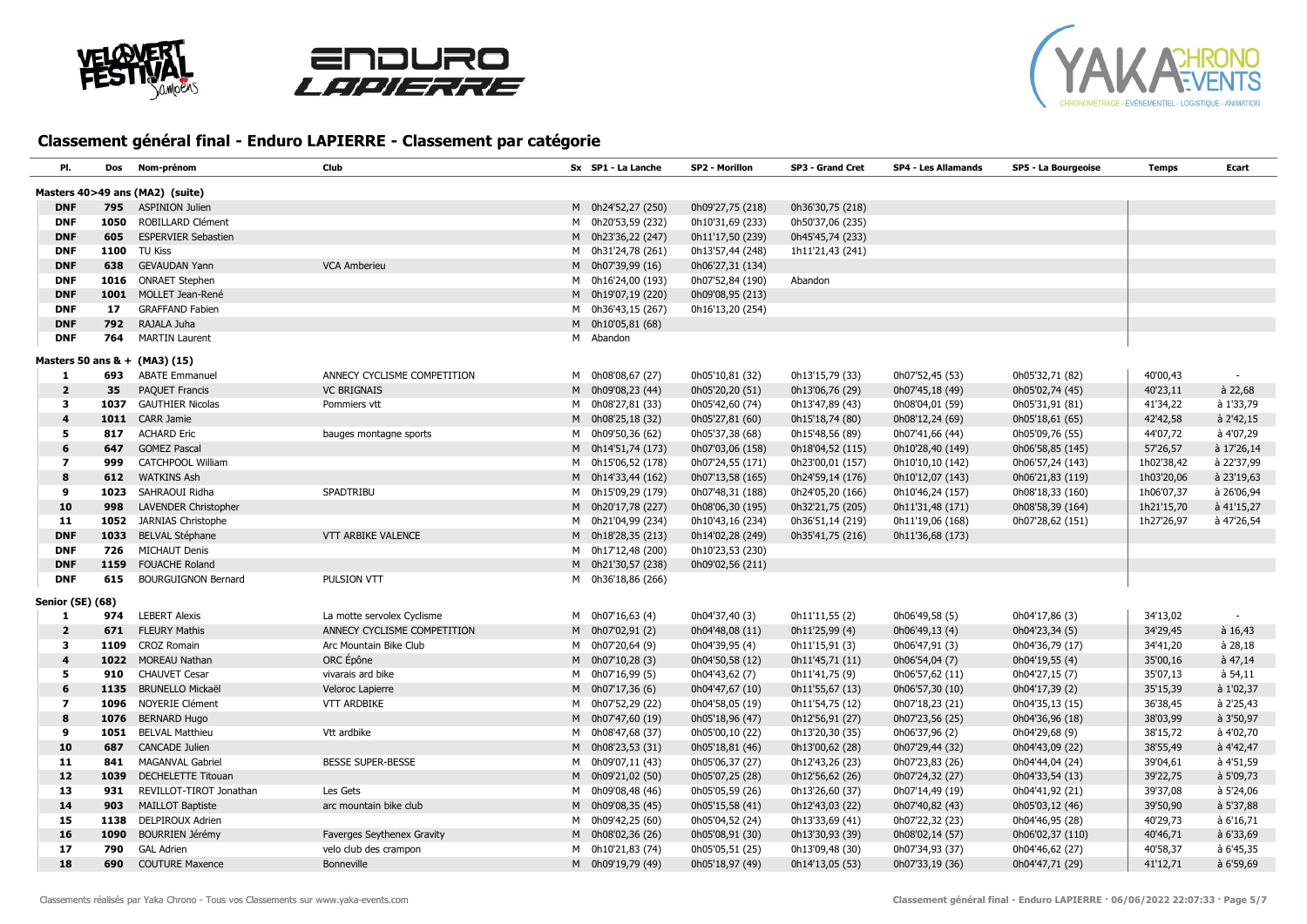## Classement général final - Enduro LAPIERRE - Classement par catégorie

| Pl. | Dos | Nom-prénom | Club | Sx | SP1 - La Lanche | SP2 - Morillon | SP3 - Grand Cret | SP4 - Les Allamands | SP5 - La Bourgeoise | Temps | Ecart |
|---|---|---|---|---|---|---|---|---|---|---|---|
| **Masters 40>49 ans (MA2) (suite)** | | | | | | | | | | | |
| DNF | 795 | ASPINION Julien | | M | 0h24'52,27 (250) | 0h09'27,75 (218) | 0h36'30,75 (218) | | | | |
| DNF | 1050 | ROBILLARD Clément | | M | 0h20'53,59 (232) | 0h10'31,69 (233) | 0h50'37,06 (235) | | | | |
| DNF | 605 | ESPERVIER Sebastien | | M | 0h23'36,22 (247) | 0h11'17,50 (239) | 0h45'45,74 (233) | | | | |
| DNF | 1100 | TU Kiss | | M | 0h31'24,78 (261) | 0h13'57,44 (248) | 1h11'21,43 (241) | | | | |
| DNF | 638 | GEVAUDAN Yann | VCA Amberieu | M | 0h07'39,99 (16) | 0h06'27,31 (134) | | | | | |
| DNF | 1016 | ONRAET Stephen | | M | 0h16'24,00 (193) | 0h07'52,84 (190) | Abandon | | | | |
| DNF | 1001 | MOLLET Jean-René | | M | 0h19'07,19 (220) | 0h09'08,95 (213) | | | | | |
| DNF | 17 | GRAFFAND Fabien | | M | 0h36'43,15 (267) | 0h16'13,20 (254) | | | | | |
| DNF | 792 | RAJALA Juha | | M | 0h10'05,81 (68) | | | | | | |
| DNF | 764 | MARTIN Laurent | | M | Abandon | | | | | | |
| **Masters 50 ans & + (MA3) (15)** | | | | | | | | | | | |
| 1 | 693 | ABATE Emmanuel | ANNECY CYCLISME COMPETITION | M | 0h08'08,67 (27) | 0h05'10,81 (32) | 0h13'15,79 (33) | 0h07'52,45 (53) | 0h05'32,71 (82) | 40'00,43 | - |
| 2 | 35 | PAQUET Francis | VC BRIGNAIS | M | 0h09'08,23 (44) | 0h05'20,20 (51) | 0h13'06,76 (29) | 0h07'45,18 (49) | 0h05'02,74 (45) | 40'23,11 | à 22,68 |
| 3 | 1037 | GAUTHIER Nicolas | Pommiers vtt | M | 0h08'27,81 (33) | 0h05'42,60 (74) | 0h13'47,89 (43) | 0h08'04,01 (59) | 0h05'31,91 (81) | 41'34,22 | à 1'33,79 |
| 4 | 1011 | CARR Jamie | | M | 0h08'25,18 (32) | 0h05'27,81 (60) | 0h15'18,74 (80) | 0h08'12,24 (69) | 0h05'18,61 (65) | 42'42,58 | à 2'42,15 |
| 5 | 817 | ACHARD Eric | bauges montagne sports | M | 0h09'50,36 (62) | 0h05'37,38 (68) | 0h15'48,56 (89) | 0h07'41,66 (44) | 0h05'09,76 (55) | 44'07,72 | à 4'07,29 |
| 6 | 647 | GOMEZ Pascal | | M | 0h14'51,74 (173) | 0h07'03,06 (158) | 0h18'04,51 (115) | 0h10'28,40 (149) | 0h06'58,85 (145) | 57'26,57 | à 17'26,14 |
| 7 | 999 | CATCHPOOL William | | M | 0h15'06,52 (178) | 0h07'24,55 (171) | 0h23'00,01 (157) | 0h10'10,10 (142) | 0h06'57,24 (143) | 1h02'38,42 | à 22'37,99 |
| 8 | 612 | WATKINS Ash | | M | 0h14'33,44 (162) | 0h07'13,58 (165) | 0h24'59,14 (176) | 0h10'12,07 (143) | 0h06'21,83 (119) | 1h03'20,06 | à 23'19,63 |
| 9 | 1023 | SAHRAOUI Ridha | SPADTRIBU | M | 0h15'09,29 (179) | 0h07'48,31 (188) | 0h24'05,20 (166) | 0h10'46,24 (157) | 0h08'18,33 (160) | 1h06'07,37 | à 26'06,94 |
| 10 | 998 | LAVENDER Christopher | | M | 0h20'17,78 (227) | 0h08'06,30 (195) | 0h32'21,75 (205) | 0h11'31,48 (171) | 0h08'58,39 (164) | 1h21'15,70 | à 41'15,27 |
| 11 | 1052 | JARNIAS Christophe | | M | 0h21'04,99 (234) | 0h10'43,16 (234) | 0h36'51,14 (219) | 0h11'19,06 (168) | 0h07'28,62 (151) | 1h27'26,97 | à 47'26,54 |
| DNF | 1033 | BELVAL Stéphane | VTT ARBIKE VALENCE | M | 0h18'28,35 (213) | 0h14'02,28 (249) | 0h35'41,75 (216) | 0h11'36,68 (173) | | | |
| DNF | 726 | MICHAUT Denis | | M | 0h17'12,48 (200) | 0h10'23,53 (230) | | | | | |
| DNF | 1159 | FOUACHE Roland | | M | 0h21'30,57 (238) | 0h09'02,56 (211) | | | | | |
| DNF | 615 | BOURGUIGNON Bernard | PULSION VTT | M | 0h36'18,86 (266) | | | | | | |
| **Senior (SE) (68)** | | | | | | | | | | | |
| 1 | 974 | LEBERT Alexis | La motte servolex Cyclisme | M | 0h07'16,63 (4) | 0h04'37,40 (3) | 0h11'11,55 (2) | 0h06'49,58 (5) | 0h04'17,86 (3) | 34'13,02 | - |
| 2 | 671 | FLEURY Mathis | ANNECY CYCLISME COMPETITION | M | 0h07'02,91 (2) | 0h04'48,08 (11) | 0h11'25,99 (4) | 0h06'49,13 (4) | 0h04'23,34 (5) | 34'29,45 | à 16,43 |
| 3 | 1109 | CROZ Romain | Arc Mountain Bike Club | M | 0h07'20,64 (9) | 0h04'39,95 (4) | 0h11'15,91 (3) | 0h06'47,91 (3) | 0h04'36,79 (17) | 34'41,20 | à 28,18 |
| 4 | 1022 | MOREAU Nathan | ORC Épône | M | 0h07'10,28 (3) | 0h04'50,58 (12) | 0h11'45,71 (11) | 0h06'54,04 (7) | 0h04'19,55 (4) | 35'00,16 | à 47,14 |
| 5 | 910 | CHAUVET Cesar | vivarais ard bike | M | 0h07'16,99 (5) | 0h04'43,62 (7) | 0h11'41,75 (9) | 0h06'57,62 (11) | 0h04'27,15 (7) | 35'07,13 | à 54,11 |
| 6 | 1135 | BRUNELLO Mickaël | Veloroc Lapierre | M | 0h07'17,36 (6) | 0h04'47,67 (10) | 0h11'55,67 (13) | 0h06'57,30 (10) | 0h04'17,39 (2) | 35'15,39 | à 1'02,37 |
| 7 | 1096 | NOYERIE Clément | VTT ARDBIKE | M | 0h07'52,29 (22) | 0h04'58,05 (19) | 0h11'54,75 (12) | 0h07'18,23 (21) | 0h04'35,13 (15) | 36'38,45 | à 2'25,43 |
| 8 | 1076 | BERNARD Hugo | | M | 0h07'47,60 (19) | 0h05'18,96 (47) | 0h12'56,91 (27) | 0h07'23,56 (25) | 0h04'36,96 (18) | 38'03,99 | à 3'50,97 |
| 9 | 1051 | BELVAL Matthieu | Vtt ardbike | M | 0h08'47,68 (37) | 0h05'00,10 (22) | 0h13'20,30 (35) | 0h06'37,96 (2) | 0h04'29,68 (9) | 38'15,72 | à 4'02,70 |
| 10 | 687 | CANCADE Julien | | M | 0h08'23,53 (31) | 0h05'18,81 (46) | 0h13'00,62 (28) | 0h07'29,44 (32) | 0h04'43,09 (22) | 38'55,49 | à 4'42,47 |
| 11 | 841 | MAGANVAL Gabriel | BESSE SUPER-BESSE | M | 0h09'07,11 (43) | 0h05'06,37 (27) | 0h12'43,26 (23) | 0h07'23,83 (26) | 0h04'44,04 (24) | 39'04,61 | à 4'51,59 |
| 12 | 1039 | DECHELETTE Titouan | | M | 0h09'21,02 (50) | 0h05'07,25 (28) | 0h12'56,62 (26) | 0h07'24,32 (27) | 0h04'33,54 (13) | 39'22,75 | à 5'09,73 |
| 13 | 931 | REVILLOT-TIROT Jonathan | Les Gets | M | 0h09'08,48 (46) | 0h05'05,59 (26) | 0h13'26,60 (37) | 0h07'14,49 (19) | 0h04'41,92 (21) | 39'37,08 | à 5'24,06 |
| 14 | 903 | MAILLOT Baptiste | arc mountain bike club | M | 0h09'08,35 (45) | 0h05'15,58 (41) | 0h12'43,07 (22) | 0h07'40,82 (43) | 0h05'03,12 (46) | 39'50,90 | à 5'37,88 |
| 15 | 1138 | DELPIROUX Adrien | | M | 0h09'42,25 (60) | 0h05'04,52 (24) | 0h13'33,69 (41) | 0h07'22,32 (23) | 0h04'46,95 (28) | 40'29,73 | à 6'16,71 |
| 16 | 1090 | BOURRIEN Jérémy | Faverges Seythenex Gravity | M | 0h08'02,36 (26) | 0h05'08,91 (30) | 0h13'30,93 (39) | 0h08'02,14 (57) | 0h06'02,37 (110) | 40'46,71 | à 6'33,69 |
| 17 | 790 | GAL Adrien | velo club des crampon | M | 0h10'21,83 (74) | 0h05'05,51 (25) | 0h13'09,48 (30) | 0h07'34,93 (37) | 0h04'46,62 (27) | 40'58,37 | à 6'45,35 |
| 18 | 690 | COUTURE Maxence | Bonneville | M | 0h09'19,79 (49) | 0h05'18,97 (49) | 0h14'13,05 (53) | 0h07'33,19 (36) | 0h04'47,71 (29) | 41'12,71 | à 6'59,69 |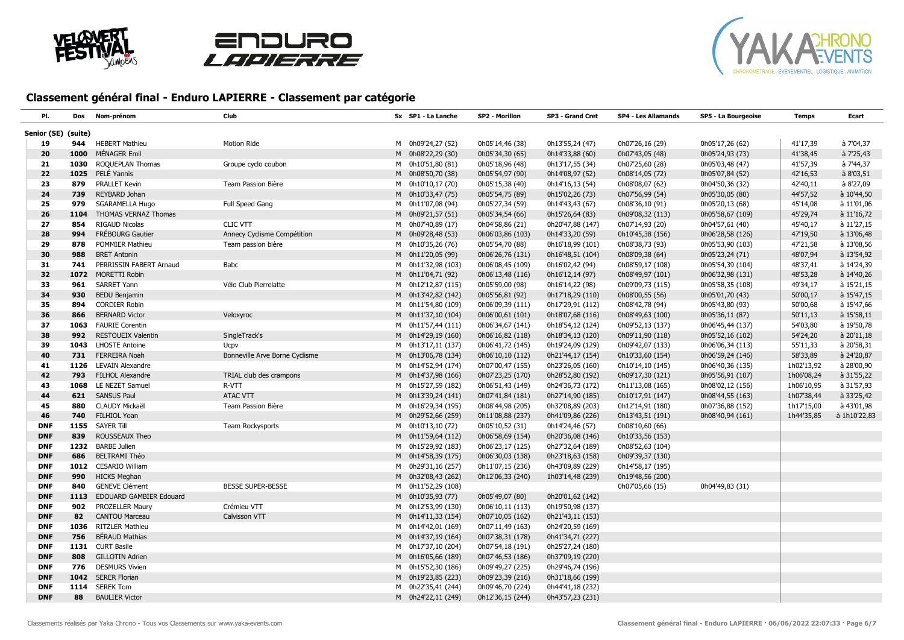# Classement général final - Enduro LAPIERRE - Classement par catégorie

| Pl. | Dos | Nom-prénom | Club | Sx | SP1 - La Lanche | SP2 - Morillon | SP3 - Grand Cret | SP4 - Les Allamands | SP5 - La Bourgeoise | Temps | Ecart |
|---|---|---|---|---|---|---|---|---|---|---|---|
| **Senior (SE) (suite)** | | | | | | | | | | | |
| 19 | 944 | HEBERT Mathieu | Motion Ride | M | 0h09'24,27 (52) | 0h05'14,46 (38) | 0h13'55,24 (47) | 0h07'26,16 (29) | 0h05'17,26 (62) | 41'17,39 | à 7'04,37 |
| 20 | 1000 | MÉNAGER Emil | | M | 0h08'22,29 (30) | 0h05'34,30 (65) | 0h14'33,88 (60) | 0h07'43,05 (48) | 0h05'24,93 (73) | 41'38,45 | à 7'25,43 |
| 21 | 1030 | ROQUEPLAN Thomas | Groupe cyclo coubon | M | 0h10'51,80 (81) | 0h05'18,96 (48) | 0h13'17,55 (34) | 0h07'25,60 (28) | 0h05'03,48 (47) | 41'57,39 | à 7'44,37 |
| 22 | 1025 | PELÉ Yannis | | M | 0h08'50,70 (38) | 0h05'54,97 (90) | 0h14'08,97 (52) | 0h08'14,05 (72) | 0h05'07,84 (52) | 42'16,53 | à 8'03,51 |
| 23 | 879 | PRALLET Kevin | Team Passion Bière | M | 0h10'10,17 (70) | 0h05'15,38 (40) | 0h14'16,13 (54) | 0h08'08,07 (62) | 0h04'50,36 (32) | 42'40,11 | à 8'27,09 |
| 24 | 739 | REYBARD Johan | | M | 0h10'33,47 (75) | 0h05'54,75 (89) | 0h15'02,26 (73) | 0h07'56,99 (54) | 0h05'30,05 (80) | 44'57,52 | à 10'44,50 |
| 25 | 979 | SGARAMELLA Hugo | Full Speed Gang | M | 0h11'07,08 (94) | 0h05'27,34 (59) | 0h14'43,43 (67) | 0h08'36,10 (91) | 0h05'20,13 (68) | 45'14,08 | à 11'01,06 |
| 26 | 1104 | THOMAS VERNAZ Thomas | | M | 0h09'21,57 (51) | 0h05'34,54 (66) | 0h15'26,64 (83) | 0h09'08,32 (113) | 0h05'58,67 (109) | 45'29,74 | à 11'16,72 |
| 27 | 854 | RIGAUD Nicolas | CLIC VTT | M | 0h07'40,89 (17) | 0h04'58,86 (21) | 0h20'47,88 (147) | 0h07'14,93 (20) | 0h04'57,61 (40) | 45'40,17 | à 11'27,15 |
| 28 | 994 | FRÉBOURG Gautier | Annecy Cyclisme Compétition | M | 0h09'28,48 (53) | 0h06'03,86 (103) | 0h14'33,20 (59) | 0h10'45,38 (156) | 0h06'28,58 (126) | 47'19,50 | à 13'06,48 |
| 29 | 878 | POMMIER Mathieu | Team passion bière | M | 0h10'35,26 (76) | 0h05'54,70 (88) | 0h16'18,99 (101) | 0h08'38,73 (93) | 0h05'53,90 (103) | 47'21,58 | à 13'08,56 |
| 30 | 988 | BRET Antonin | | M | 0h11'20,05 (99) | 0h06'26,76 (131) | 0h16'48,51 (104) | 0h08'09,38 (64) | 0h05'23,24 (71) | 48'07,94 | à 13'54,92 |
| 31 | 741 | PERRISSIN FABERT Arnaud | Babc | M | 0h11'32,98 (103) | 0h06'08,45 (109) | 0h16'02,42 (94) | 0h08'59,17 (108) | 0h05'54,39 (104) | 48'37,41 | à 14'24,39 |
| 32 | 1072 | MORETTI Robin | | M | 0h11'04,71 (92) | 0h06'13,48 (116) | 0h16'12,14 (97) | 0h08'49,97 (101) | 0h06'32,98 (131) | 48'53,28 | à 14'40,26 |
| 33 | 961 | SARRET Yann | Vélo Club Pierrelatte | M | 0h12'12,87 (115) | 0h05'59,00 (98) | 0h16'14,22 (98) | 0h09'09,73 (115) | 0h05'58,35 (108) | 49'34,17 | à 15'21,15 |
| 34 | 930 | BEDU Benjamin | | M | 0h13'42,82 (142) | 0h05'56,81 (92) | 0h17'18,29 (110) | 0h08'00,55 (56) | 0h05'01,70 (43) | 50'00,17 | à 15'47,15 |
| 35 | 894 | CORDIER Robin | | M | 0h11'54,80 (109) | 0h06'09,39 (111) | 0h17'29,91 (112) | 0h08'42,78 (94) | 0h05'43,80 (93) | 50'00,68 | à 15'47,66 |
| 36 | 866 | BERNARD Victor | Veloxyroc | M | 0h11'37,10 (104) | 0h06'00,61 (101) | 0h18'07,68 (116) | 0h08'49,63 (100) | 0h05'36,11 (87) | 50'11,13 | à 15'58,11 |
| 37 | 1063 | FAURIE Corentin | | M | 0h11'57,44 (111) | 0h06'34,67 (141) | 0h18'54,12 (124) | 0h09'52,13 (137) | 0h06'45,44 (137) | 54'03,80 | à 19'50,78 |
| 38 | 992 | RESTOUEIX Valentin | SingleTrack's | M | 0h14'29,19 (160) | 0h06'16,82 (118) | 0h18'34,13 (120) | 0h09'11,90 (118) | 0h05'52,16 (102) | 54'24,20 | à 20'11,18 |
| 39 | 1043 | LHOSTE Antoine | Ucpv | M | 0h13'17,11 (137) | 0h06'41,72 (145) | 0h19'24,09 (129) | 0h09'42,07 (133) | 0h06'06,34 (113) | 55'11,33 | à 20'58,31 |
| 40 | 731 | FERREIRA Noah | Bonneville Arve Borne Cyclisme | M | 0h13'06,78 (134) | 0h06'10,10 (112) | 0h21'44,17 (154) | 0h10'33,60 (154) | 0h06'59,24 (146) | 58'33,89 | à 24'20,87 |
| 41 | 1126 | LEVAIN Alexandre | | M | 0h14'52,94 (174) | 0h07'00,47 (155) | 0h23'26,05 (160) | 0h10'14,10 (145) | 0h06'40,36 (135) | 1h02'13,92 | à 28'00,90 |
| 42 | 793 | FILHOL Alexandre | TRIAL club des crampons | M | 0h14'37,98 (166) | 0h07'23,25 (170) | 0h28'52,80 (192) | 0h09'17,30 (121) | 0h05'56,91 (107) | 1h06'08,24 | à 31'55,22 |
| 43 | 1068 | LE NEZET Samuel | R-VTT | M | 0h15'27,59 (182) | 0h06'51,43 (149) | 0h24'36,73 (172) | 0h11'13,08 (165) | 0h08'02,12 (156) | 1h06'10,95 | à 31'57,93 |
| 44 | 621 | SANSUS Paul | ATAC VTT | M | 0h13'39,24 (141) | 0h07'41,84 (181) | 0h27'14,90 (185) | 0h10'17,91 (147) | 0h08'44,55 (163) | 1h07'38,44 | à 33'25,42 |
| 45 | 880 | CLAUDY Mickaël | Team Passion Bière | M | 0h16'29,34 (195) | 0h08'44,98 (205) | 0h32'08,89 (203) | 0h12'14,91 (180) | 0h07'36,88 (152) | 1h17'15,00 | à 43'01,98 |
| 46 | 740 | FILHIOL Yoan | | M | 0h29'52,66 (259) | 0h11'08,88 (237) | 0h41'09,86 (226) | 0h13'43,51 (191) | 0h08'40,94 (161) | 1h44'35,85 | à 1h10'22,83 |
| DNF | 1155 | SAYER Till | Team Rockysports | M | 0h10'13,10 (72) | 0h05'10,52 (31) | 0h14'24,46 (57) | 0h08'10,60 (66) | | | |
| DNF | 839 | ROUSSEAUX Theo | | M | 0h11'59,64 (112) | 0h06'58,69 (154) | 0h20'36,08 (146) | 0h10'33,56 (153) | | | |
| DNF | 1232 | BARBE Julien | | M | 0h15'29,92 (183) | 0h06'23,17 (125) | 0h27'32,64 (189) | 0h08'52,63 (104) | | | |
| DNF | 686 | BELTRAMI Théo | | M | 0h14'58,39 (175) | 0h06'30,03 (138) | 0h23'18,63 (158) | 0h09'39,37 (130) | | | |
| DNF | 1012 | CESARIO William | | M | 0h29'31,16 (257) | 0h11'07,15 (236) | 0h43'09,89 (229) | 0h14'58,17 (195) | | | |
| DNF | 990 | HICKS Meghan | | M | 0h32'08,43 (262) | 0h12'06,33 (240) | 1h03'14,48 (239) | 0h19'48,56 (200) | | | |
| DNF | 840 | GENEVE Clément | BESSE SUPER-BESSE | M | 0h11'52,29 (108) | | | 0h07'05,66 (15) | 0h04'49,83 (31) | | |
| DNF | 1113 | EDOUARD GAMBIER Edouard | | M | 0h10'35,93 (77) | 0h05'49,07 (80) | 0h20'01,62 (142) | | | | |
| DNF | 902 | PROZELLER Maury | Crémieu VTT | M | 0h12'53,99 (130) | 0h06'10,11 (113) | 0h19'50,98 (137) | | | | |
| DNF | 82 | CANTOU Marceau | Calvisson VTT | M | 0h14'11,33 (154) | 0h07'10,05 (162) | 0h21'43,11 (153) | | | | |
| DNF | 1036 | RITZLER Mathieu | | M | 0h14'42,01 (169) | 0h07'11,49 (163) | 0h24'20,59 (169) | | | | |
| DNF | 756 | BÉRAUD Mathias | | M | 0h14'37,19 (164) | 0h07'38,31 (178) | 0h41'34,71 (227) | | | | |
| DNF | 1131 | CURT Basile | | M | 0h17'37,10 (204) | 0h07'54,18 (191) | 0h25'27,24 (180) | | | | |
| DNF | 808 | GILLOTIN Adrien | | M | 0h16'05,66 (189) | 0h07'46,53 (186) | 0h37'09,19 (220) | | | | |
| DNF | 776 | DESMURS Vivien | | M | 0h15'52,30 (186) | 0h09'49,27 (225) | 0h29'46,74 (196) | | | | |
| DNF | 1042 | SERER Florian | | M | 0h19'23,85 (223) | 0h09'23,39 (216) | 0h31'18,66 (199) | | | | |
| DNF | 1114 | SEREK Tom | | M | 0h22'35,41 (244) | 0h09'46,70 (224) | 0h44'41,18 (232) | | | | |
| DNF | 88 | BAULIER Victor | | M | 0h24'22,11 (249) | 0h12'36,15 (244) | 0h43'57,23 (231) | | | | |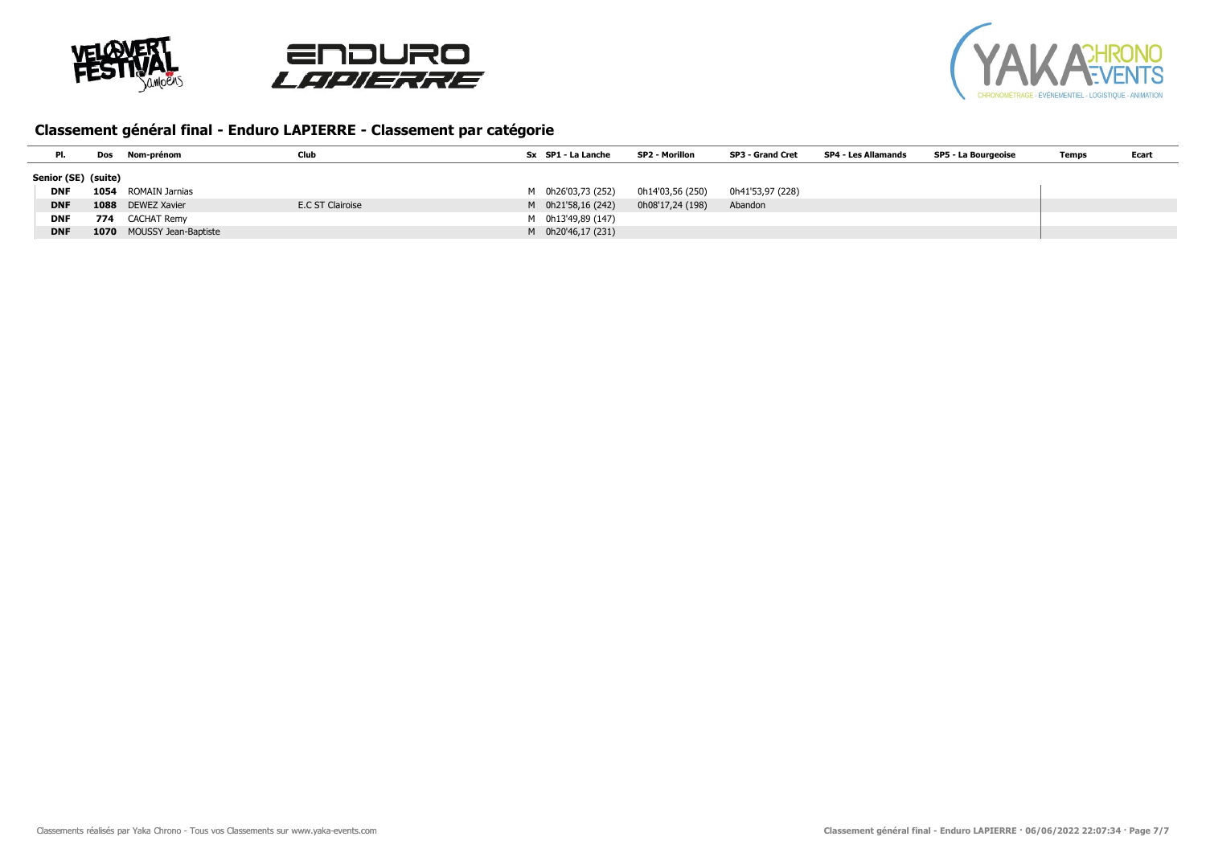## Classement général final - Enduro LAPIERRE - Classement par catégorie

| Pl. | Dos | Nom-prénom | Club | Sx | SP1 - La Lanche | SP2 - Morillon | SP3 - Grand Cret | SP4 - Les Allamands | SP5 - La Bourgeoise | Temps | Ecart |
|---|---|---|---|---|---|---|---|---|---|---|---|
| **Senior (SE) (suite)** | | | | | | | | | | | |
| **DNF** | **1054** | ROMAIN Jarnias | | M | 0h26'03,73 (252) | 0h14'03,56 (250) | 0h41'53,97 (228) | | | | |
| **DNF** | **1088** | DEWEZ Xavier | E.C ST Clairoise | M | 0h21'58,16 (242) | 0h08'17,24 (198) | Abandon | | | | |
| **DNF** | **774** | CACHAT Remy | | M | 0h13'49,89 (147) | | | | | | |
| **DNF** | **1070** | MOUSSY Jean-Baptiste | | M | 0h20'46,17 (231) | | | | | | |

Classements réalisés par Yaka Chrono - Tous vos Classements sur www.yaka-events.com

Classement général final - Enduro LAPIERRE · 06/06/2022 22:07:34